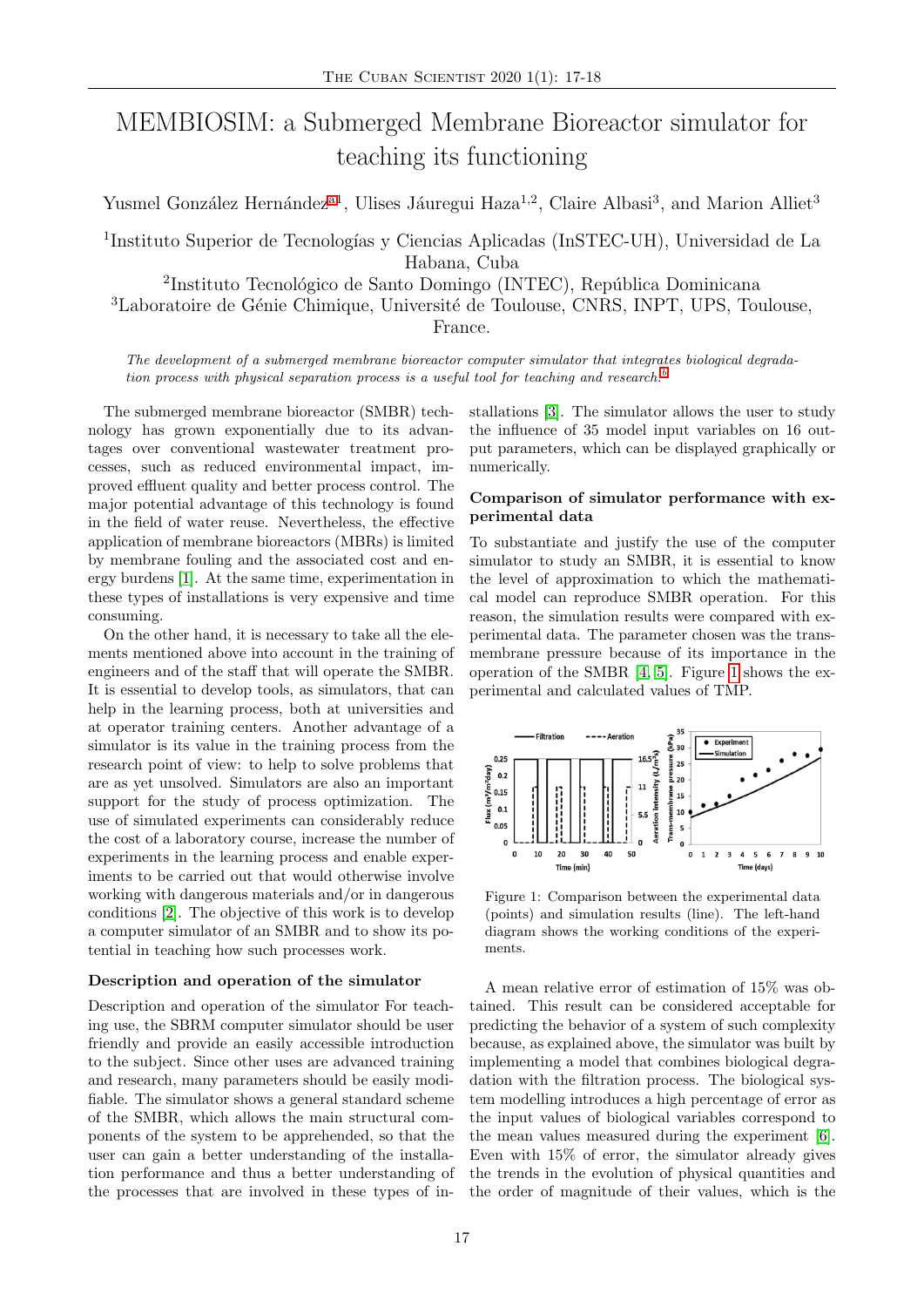# MEMBIOSIM: a Submerged Membrane Bioreactor simulator for teaching its functioning

Yusmel González Hernández[a1], Ulises Jáuregui Haza[1,2], Claire Albasi[3], and Marion Alliet[3]

[1]Instituto Superior de Tecnologías y Ciencias Aplicadas (InSTEC-UH), Universidad de La Habana, Cuba

[2]Instituto Tecnológico de Santo Domingo (INTEC), República Dominicana

[3]Laboratoire de Génie Chimique, Université de Toulouse, CNRS, INPT, UPS, Toulouse, France.

*The development of a submerged membrane bioreactor computer simulator that integrates biological degradation process with physical separation process is a useful tool for teaching and research.*[b]

The submerged membrane bioreactor (SMBR) technology has grown exponentially due to its advantages over conventional wastewater treatment processes, such as reduced environmental impact, improved effluent quality and better process control. The major potential advantage of this technology is found in the field of water reuse. Nevertheless, the effective application of membrane bioreactors (MBRs) is limited by membrane fouling and the associated cost and energy burdens [1]. At the same time, experimentation in these types of installations is very expensive and time consuming.

On the other hand, it is necessary to take all the elements mentioned above into account in the training of engineers and of the staff that will operate the SMBR. It is essential to develop tools, as simulators, that can help in the learning process, both at universities and at operator training centers. Another advantage of a simulator is its value in the training process from the research point of view: to help to solve problems that are as yet unsolved. Simulators are also an important support for the study of process optimization. The use of simulated experiments can considerably reduce the cost of a laboratory course, increase the number of experiments in the learning process and enable experiments to be carried out that would otherwise involve working with dangerous materials and/or in dangerous conditions [2]. The objective of this work is to develop a computer simulator of an SMBR and to show its potential in teaching how such processes work.

### Description and operation of the simulator

Description and operation of the simulator For teaching use, the SBRM computer simulator should be user friendly and provide an easily accessible introduction to the subject. Since other uses are advanced training and research, many parameters should be easily modifiable. The simulator shows a general standard scheme of the SMBR, which allows the main structural components of the system to be apprehended, so that the user can gain a better understanding of the installation performance and thus a better understanding of the processes that are involved in these types of installations [3]. The simulator allows the user to study the influence of 35 model input variables on 16 output parameters, which can be displayed graphically or numerically.

### Comparison of simulator performance with experimental data

To substantiate and justify the use of the computer simulator to study an SMBR, it is essential to know the level of approximation to which the mathematical model can reproduce SMBR operation. For this reason, the simulation results were compared with experimental data. The parameter chosen was the transmembrane pressure because of its importance in the operation of the SMBR [4, 5]. Figure 1 shows the experimental and calculated values of TMP.

Figure 1: Comparison between the experimental data (points) and simulation results (line). The left-hand diagram shows the working conditions of the experiments.

A mean relative error of estimation of 15% was obtained. This result can be considered acceptable for predicting the behavior of a system of such complexity because, as explained above, the simulator was built by implementing a model that combines biological degradation with the filtration process. The biological system modelling introduces a high percentage of error as the input values of biological variables correspond to the mean values measured during the experiment [6]. Even with 15% of error, the simulator already gives the trends in the evolution of physical quantities and the order of magnitude of their values, which is the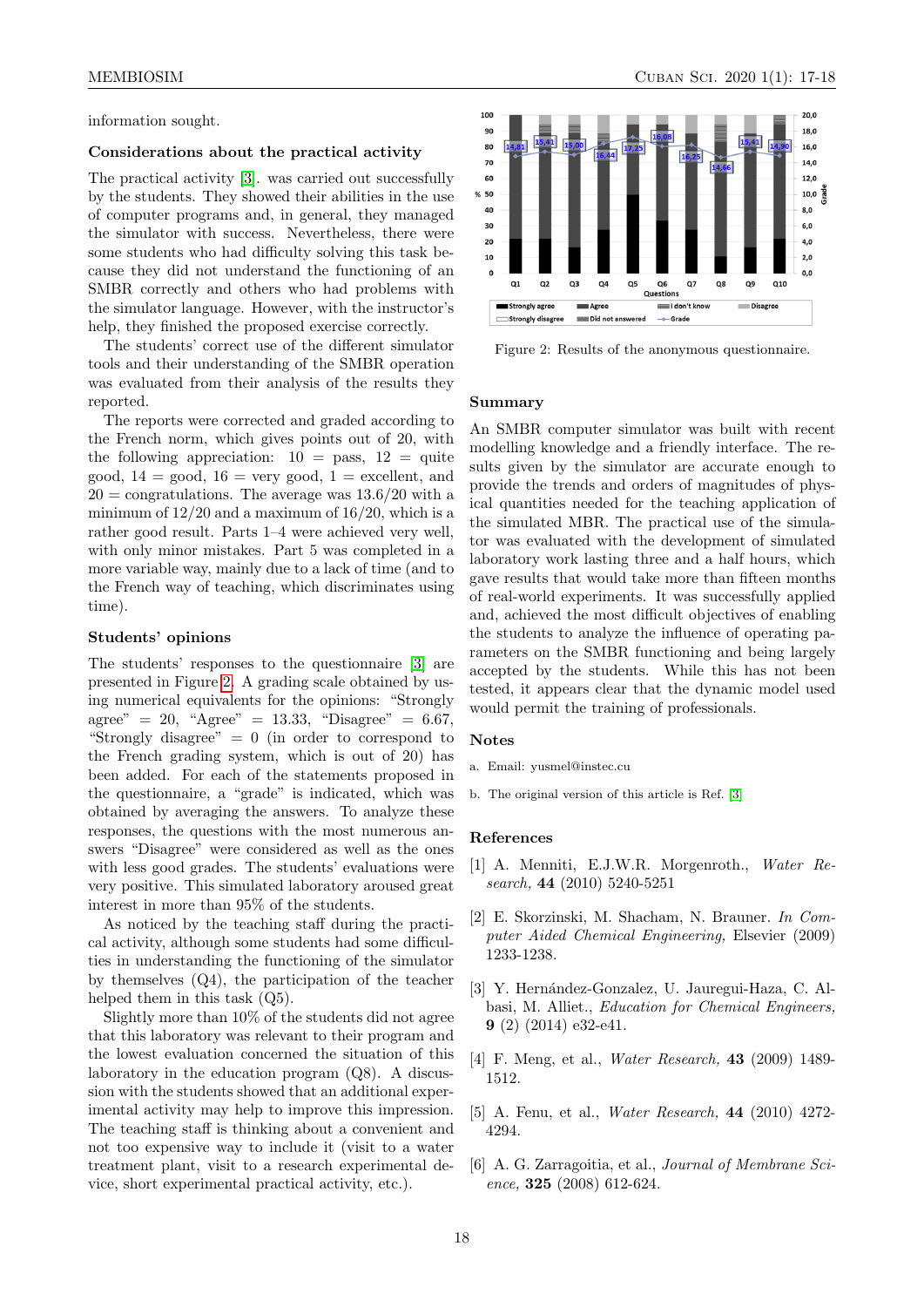information sought.

### Considerations about the practical activity

The practical activity [3]. was carried out successfully by the students. They showed their abilities in the use of computer programs and, in general, they managed the simulator with success. Nevertheless, there were some students who had difficulty solving this task because they did not understand the functioning of an SMBR correctly and others who had problems with the simulator language. However, with the instructor's help, they finished the proposed exercise correctly.

The students' correct use of the different simulator tools and their understanding of the SMBR operation was evaluated from their analysis of the results they reported.

The reports were corrected and graded according to the French norm, which gives points out of 20, with the following appreciation: 10 = pass, 12 = quite good, 14 = good, 16 = very good, 1 = excellent, and 20 = congratulations. The average was 13.6/20 with a minimum of 12/20 and a maximum of 16/20, which is a rather good result. Parts 1–4 were achieved very well, with only minor mistakes. Part 5 was completed in a more variable way, mainly due to a lack of time (and to the French way of teaching, which discriminates using time).

### Students' opinions

The students' responses to the questionnaire [3] are presented in Figure 2. A grading scale obtained by using numerical equivalents for the opinions: "Strongly agree" = 20, "Agree" = 13.33, "Disagree" = 6.67, "Strongly disagree" = 0 (in order to correspond to the French grading system, which is out of 20) has been added. For each of the statements proposed in the questionnaire, a "grade" is indicated, which was obtained by averaging the answers. To analyze these responses, the questions with the most numerous answers "Disagree" were considered as well as the ones with less good grades. The students' evaluations were very positive. This simulated laboratory aroused great interest in more than 95% of the students.

As noticed by the teaching staff during the practical activity, although some students had some difficulties in understanding the functioning of the simulator by themselves (Q4), the participation of the teacher helped them in this task (Q5).

Slightly more than 10% of the students did not agree that this laboratory was relevant to their program and the lowest evaluation concerned the situation of this laboratory in the education program (Q8). A discussion with the students showed that an additional experimental activity may help to improve this impression. The teaching staff is thinking about a convenient and not too expensive way to include it (visit to a water treatment plant, visit to a research experimental device, short experimental practical activity, etc.).

%
100
90
80
70
60
50
40
30
20
10
0

Grade
20,0
18,0
16,0
14,0
12,0
10,0
8,0
6,0
4,0
2,0
0,0

14,81 15,41 15,00 16,44 17,25 16,08 16,25 14,66 15,41 14,90

Q1 Q2 Q3 Q4 Q5 Q6 Q7 Q8 Q9 Q10
Questions

Strongly agree
Agree
I don't know
Disagree
Strongly disagree
Did not answered
Grade

Figure 2: Results of the anonymous questionnaire.

### Summary

An SMBR computer simulator was built with recent modelling knowledge and a friendly interface. The results given by the simulator are accurate enough to provide the trends and orders of magnitudes of physical quantities needed for the teaching application of the simulated MBR. The practical use of the simulator was evaluated with the development of simulated laboratory work lasting three and a half hours, which gave results that would take more than fifteen months of real-world experiments. It was successfully applied and, achieved the most difficult objectives of enabling the students to analyze the influence of operating parameters on the SMBR functioning and being largely accepted by the students. While this has not been tested, it appears clear that the dynamic model used would permit the training of professionals.

### Notes

a. Email: yusmel@instec.cu

b. The original version of this article is Ref. [3]

### References

[1] A. Menniti, E.J.W.R. Morgenroth., *Water Research,* **44** (2010) 5240-5251

[2] E. Skorzinski, M. Shacham, N. Brauner. *In Computer Aided Chemical Engineering,* Elsevier (2009) 1233-1238.

[3] Y. Hernández-Gonzalez, U. Jauregui-Haza, C. Albasi, M. Alliet., *Education for Chemical Engineers,* **9** (2) (2014) e32-e41.

[4] F. Meng, et al., *Water Research,* **43** (2009) 1489-1512.

[5] A. Fenu, et al., *Water Research,* **44** (2010) 4272-4294.

[6] A. G. Zarragoitia, et al., *Journal of Membrane Science,* **325** (2008) 612-624.